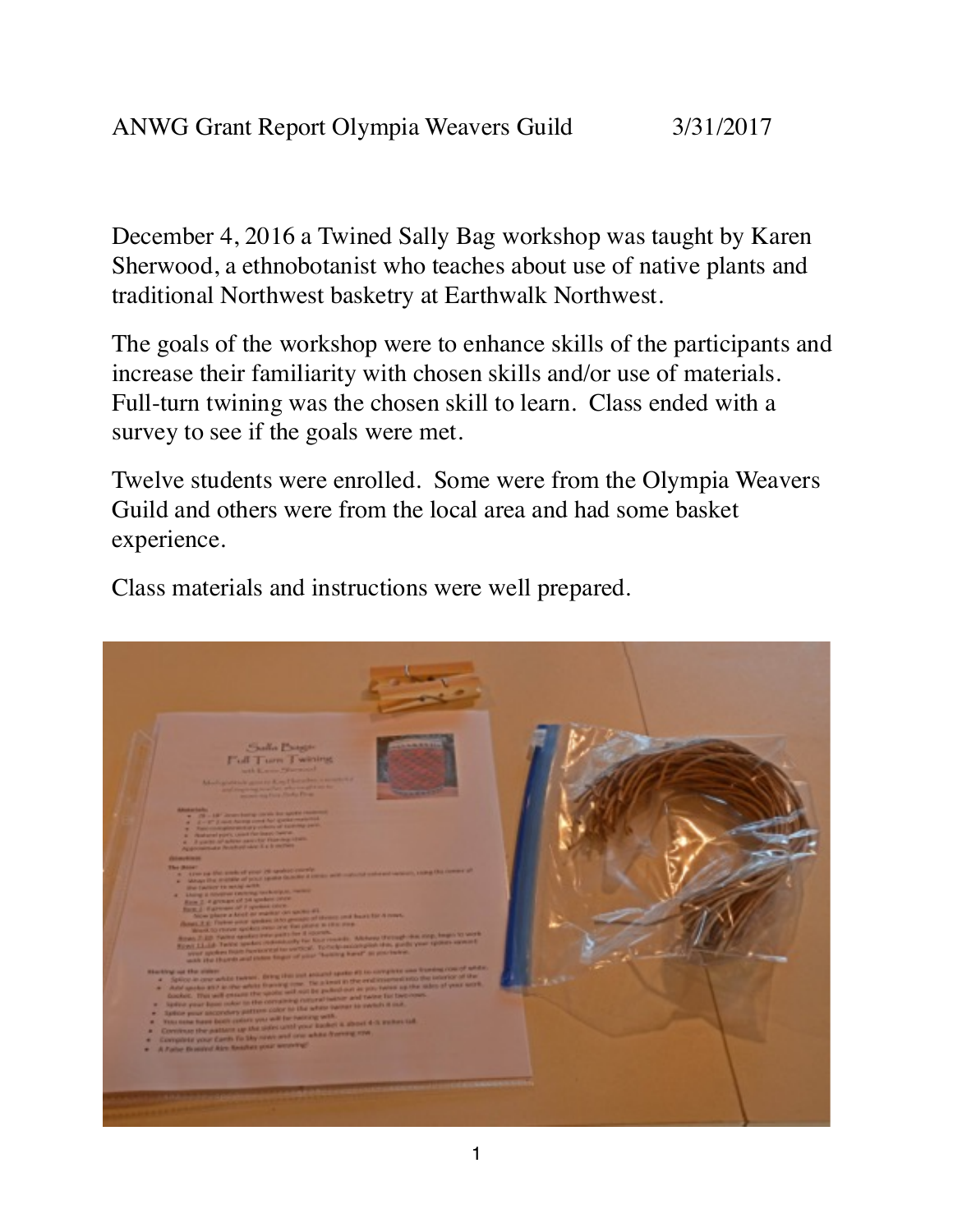ANWG Grant Report Olympia Weavers Guild 3/31/2017

December 4, 2016 a Twined Sally Bag workshop was taught by Karen Sherwood, a ethnobotanist who teaches about use of native plants and traditional Northwest basketry at Earthwalk Northwest.

The goals of the workshop were to enhance skills of the participants and increase their familiarity with chosen skills and/or use of materials. Full-turn twining was the chosen skill to learn. Class ended with a survey to see if the goals were met.

Twelve students were enrolled. Some were from the Olympia Weavers Guild and others were from the local area and had some basket experience.

Class materials and instructions were well prepared.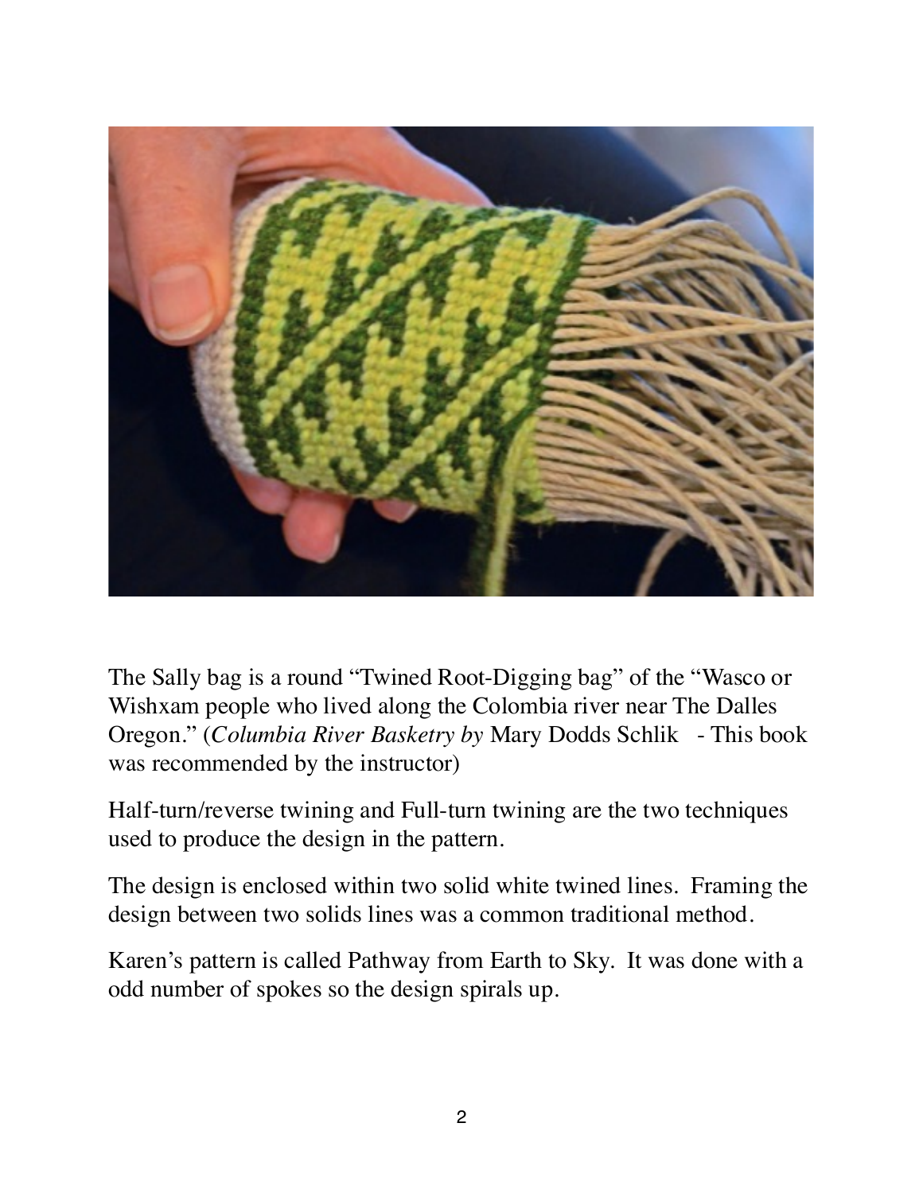The Sally bag is a round “Twined Root-Digging bag” of the “Wasco or Wishxam people who lived along the Colombia river near The Dalles Oregon.” (*Columbia River Basketry by* Mary Dodds Schlik - This book was recommended by the instructor)

Half-turn/reverse twining and Full-turn twining are the two techniques used to produce the design in the pattern.

The design is enclosed within two solid white twined lines. Framing the design between two solids lines was a common traditional method.

Karen’s pattern is called Pathway from Earth to Sky. It was done with a odd number of spokes so the design spirals up.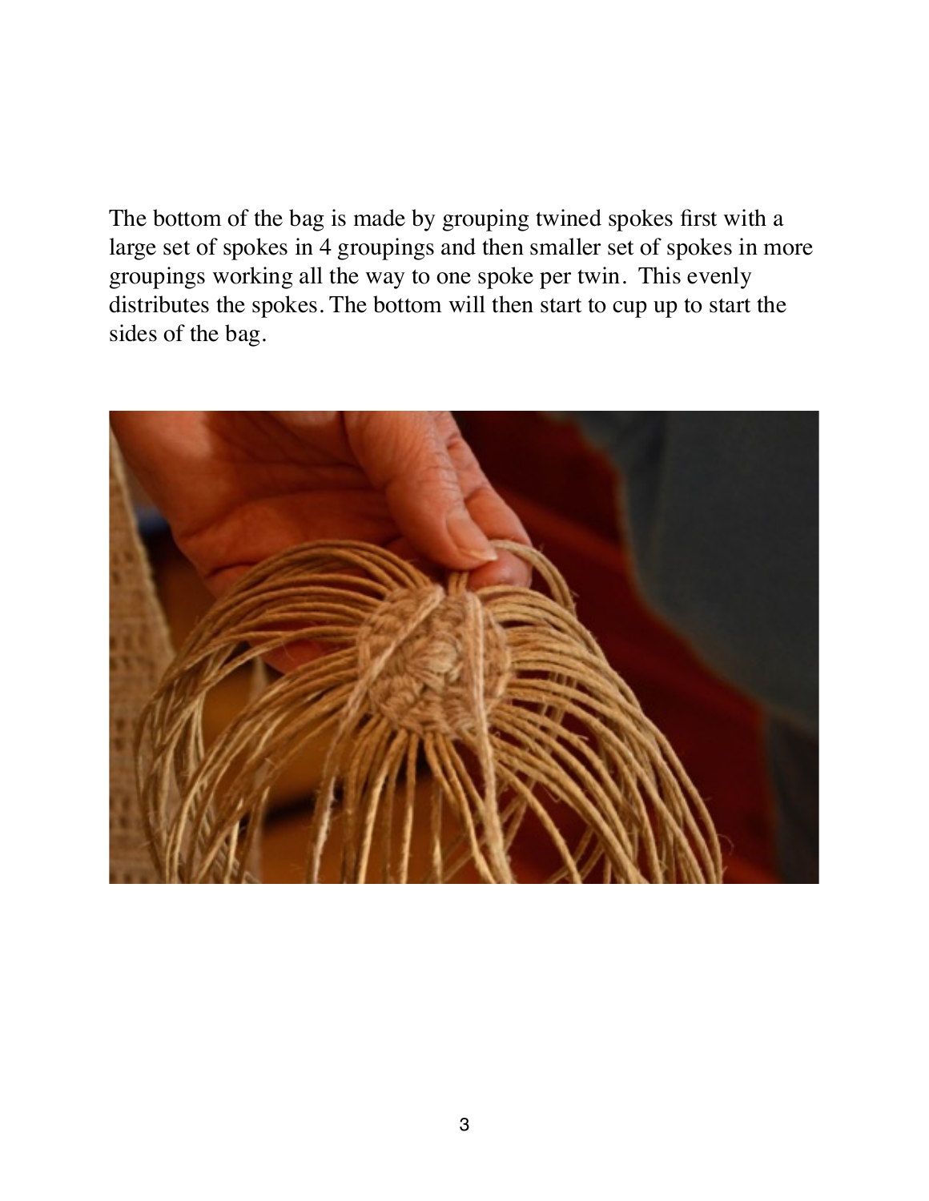The bottom of the bag is made by grouping twined spokes first with a large set of spokes in 4 groupings and then smaller set of spokes in more groupings working all the way to one spoke per twin.  This evenly distributes the spokes. The bottom will then start to cup up to start the sides of the bag.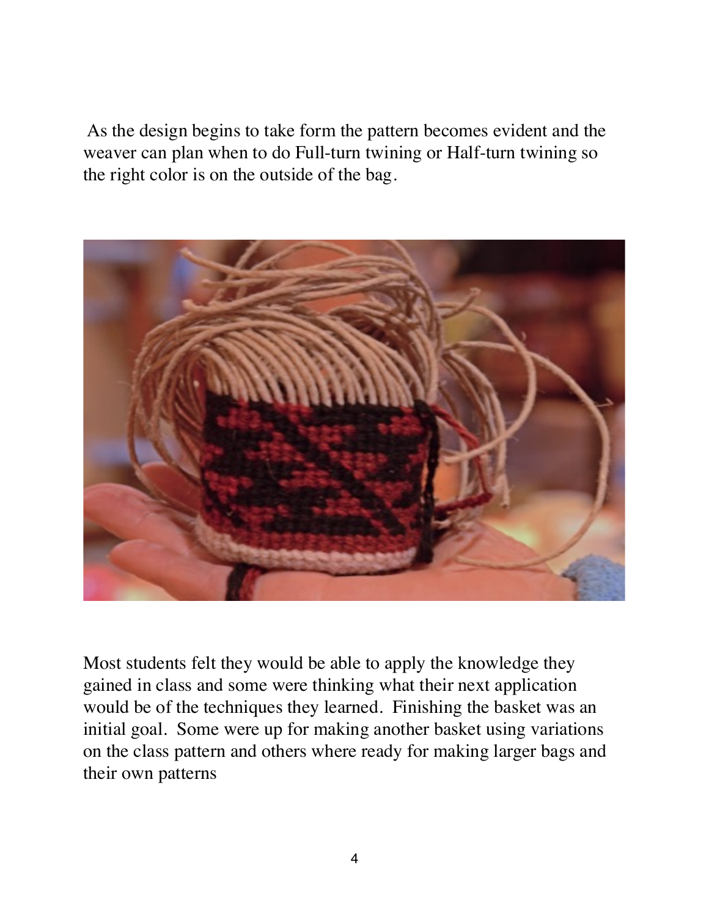As the design begins to take form the pattern becomes evident and the weaver can plan when to do Full-turn twining or Half-turn twining so the right color is on the outside of the bag.

Most students felt they would be able to apply the knowledge they gained in class and some were thinking what their next application would be of the techniques they learned. Finishing the basket was an initial goal. Some were up for making another basket using variations on the class pattern and others where ready for making larger bags and their own patterns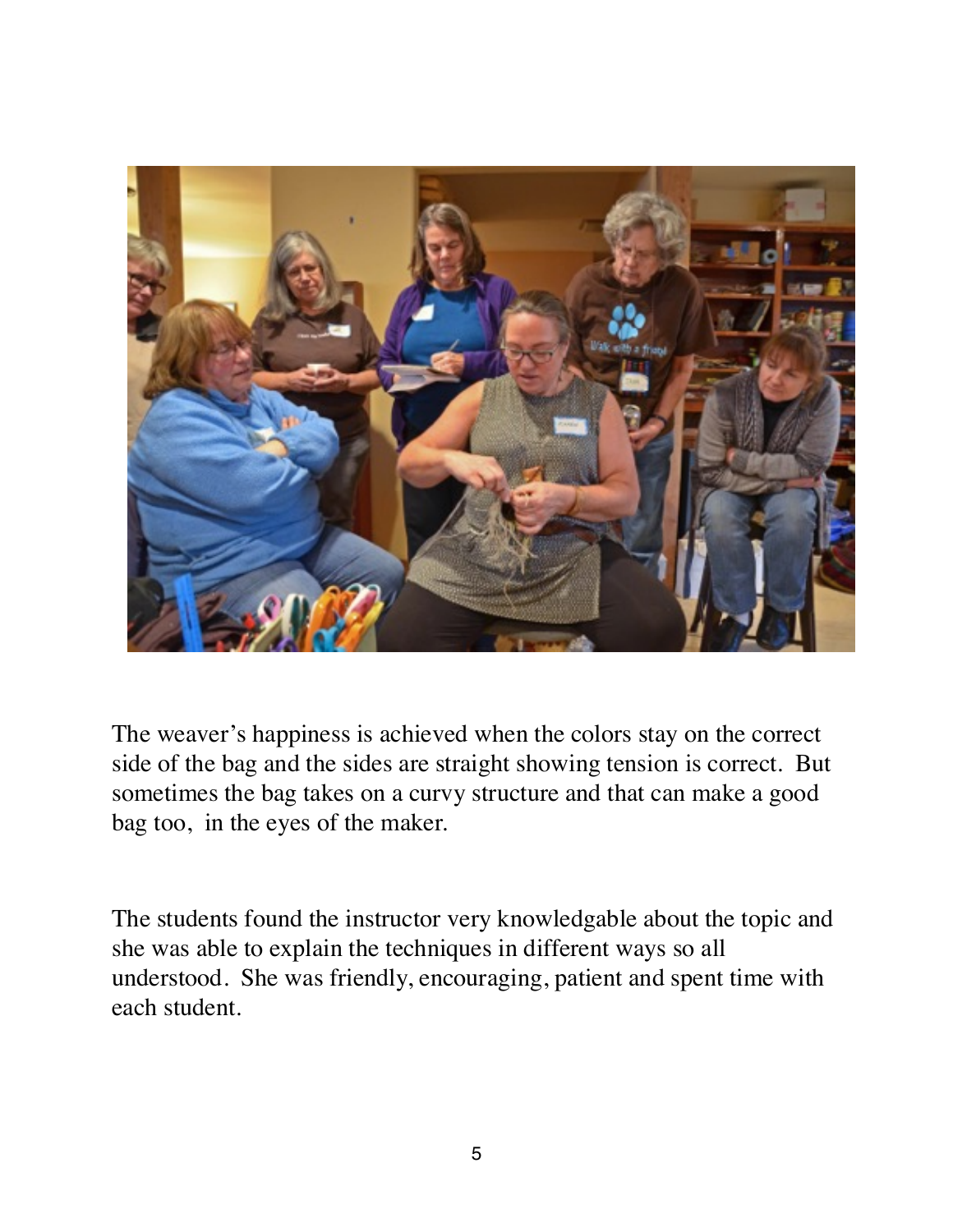The weaver's happiness is achieved when the colors stay on the correct side of the bag and the sides are straight showing tension is correct.  But sometimes the bag takes on a curvy structure and that can make a good bag too,  in the eyes of the maker.

The students found the instructor very knowledgable about the topic and she was able to explain the techniques in different ways so all understood.  She was friendly, encouraging, patient and spent time with each student.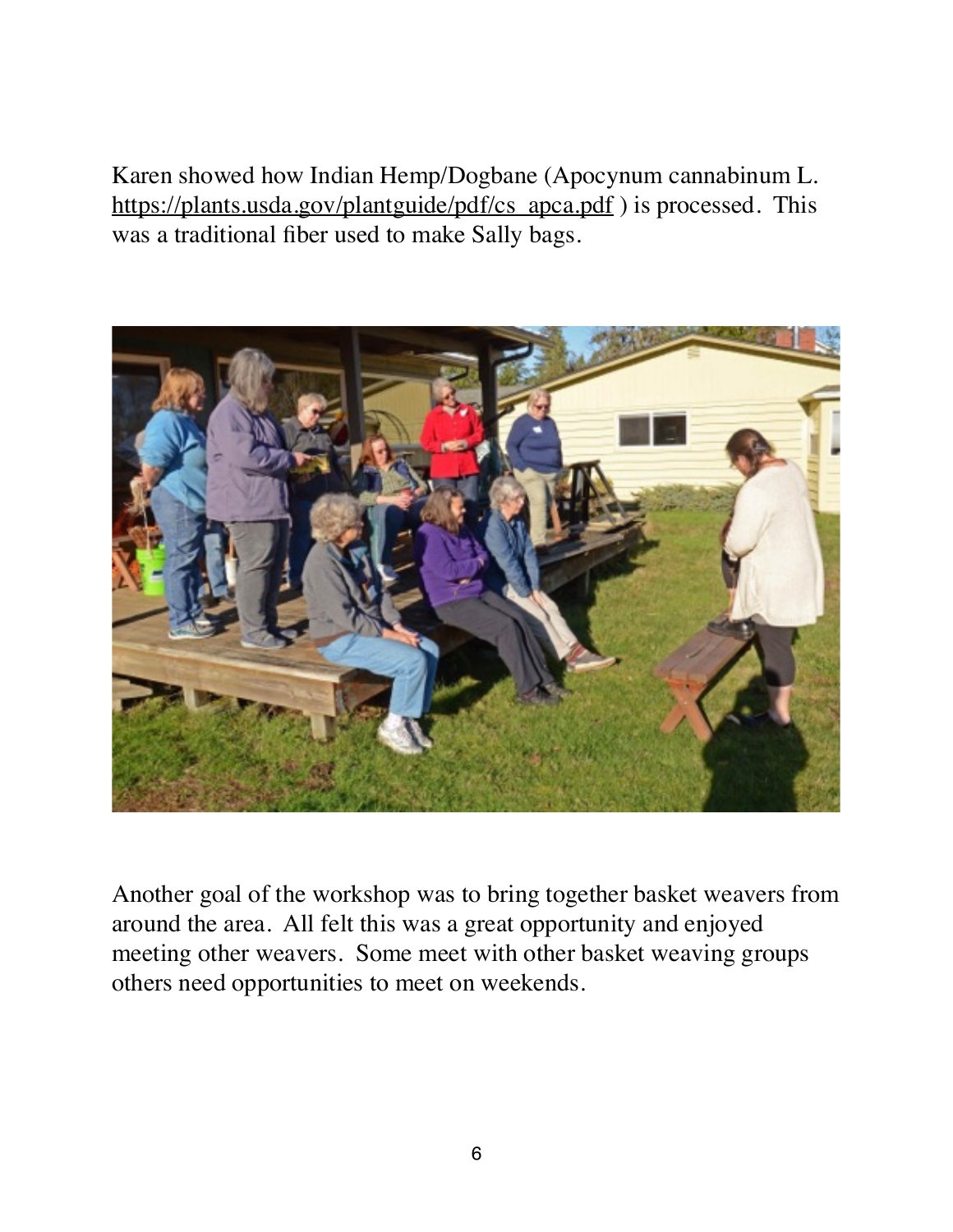Karen showed how Indian Hemp/Dogbane (Apocynum cannabinum L. https://plants.usda.gov/plantguide/pdf/cs_apca.pdf ) is processed. This was a traditional fiber used to make Sally bags.

Another goal of the workshop was to bring together basket weavers from around the area. All felt this was a great opportunity and enjoyed meeting other weavers. Some meet with other basket weaving groups others need opportunities to meet on weekends.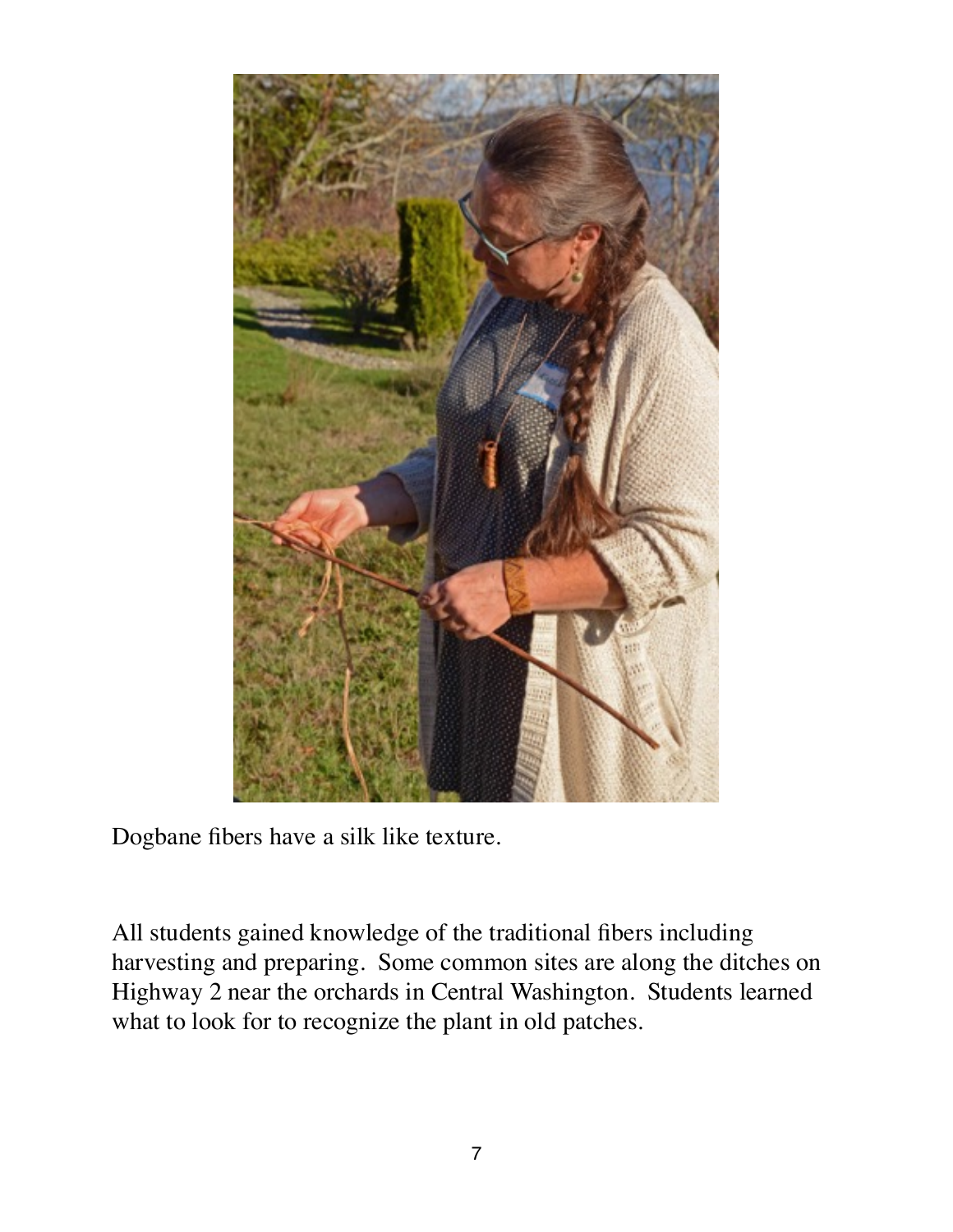Dogbane fibers have a silk like texture.

All students gained knowledge of the traditional fibers including harvesting and preparing. Some common sites are along the ditches on Highway 2 near the orchards in Central Washington. Students learned what to look for to recognize the plant in old patches.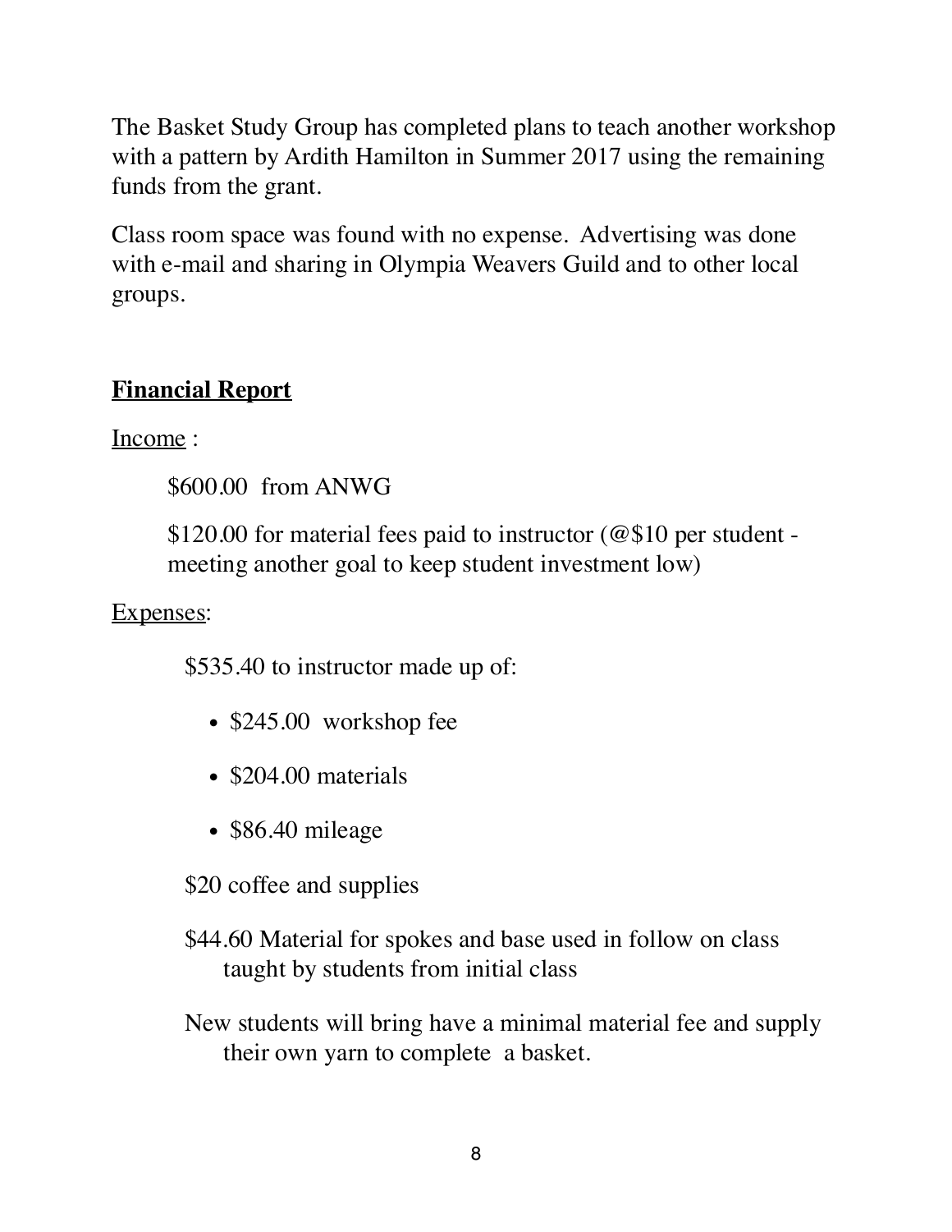The Basket Study Group has completed plans to teach another workshop with a pattern by Ardith Hamilton in Summer 2017 using the remaining funds from the grant.

Class room space was found with no expense. Advertising was done with e-mail and sharing in Olympia Weavers Guild and to other local groups.

## **Financial Report**

Income :

$600.00 from ANWG

$120.00 for material fees paid to instructor (@$10 per student - meeting another goal to keep student investment low)

Expenses:

$535.40 to instructor made up of:

- $245.00 workshop fee
- $204.00 materials
- $86.40 mileage

$20 coffee and supplies

$44.60 Material for spokes and base used in follow on class taught by students from initial class

New students will bring have a minimal material fee and supply their own yarn to complete a basket.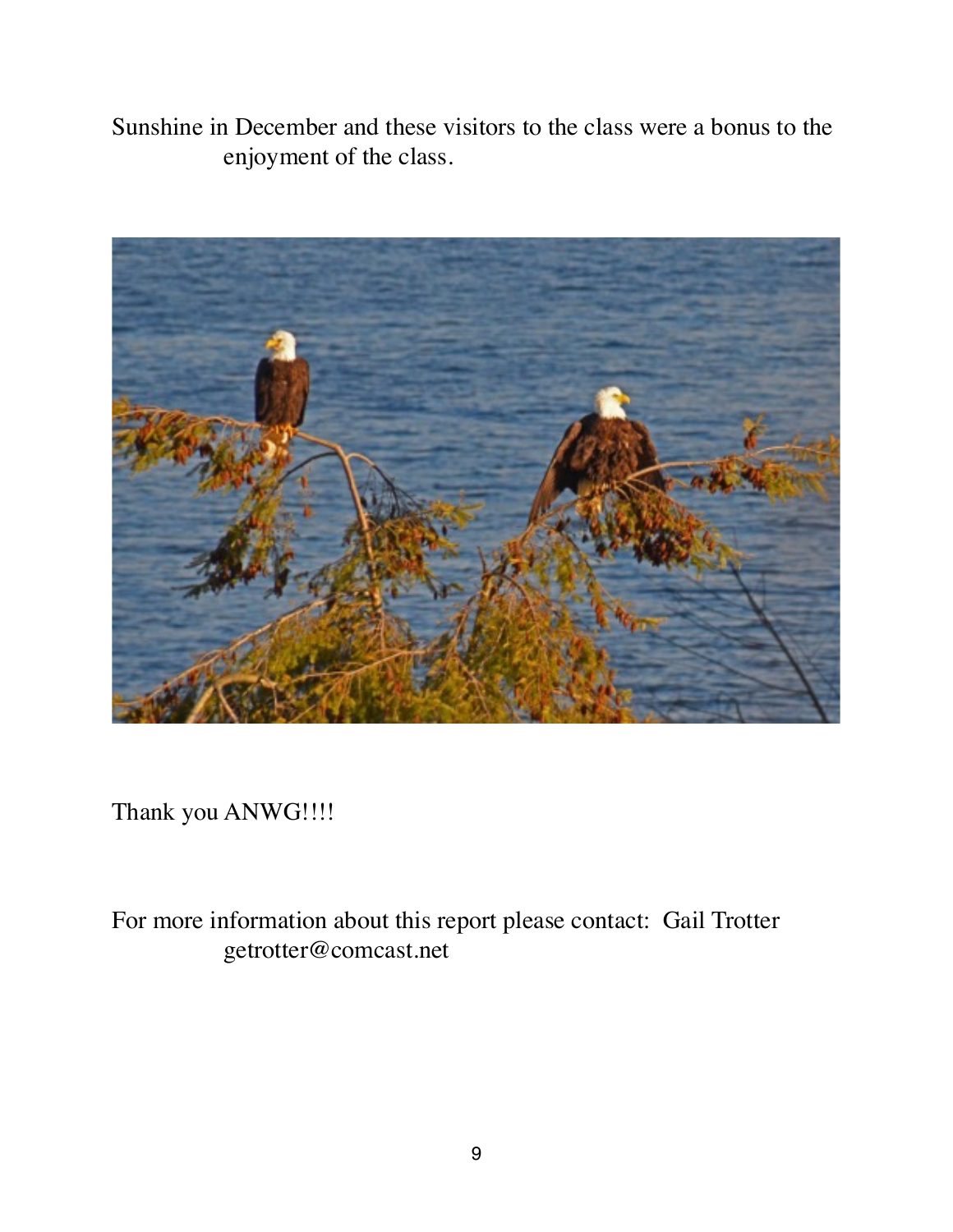Sunshine in December and these visitors to the class were a bonus to the enjoyment of the class.

Thank you ANWG!!!!

For more information about this report please contact: Gail Trotter getrotter@comcast.net